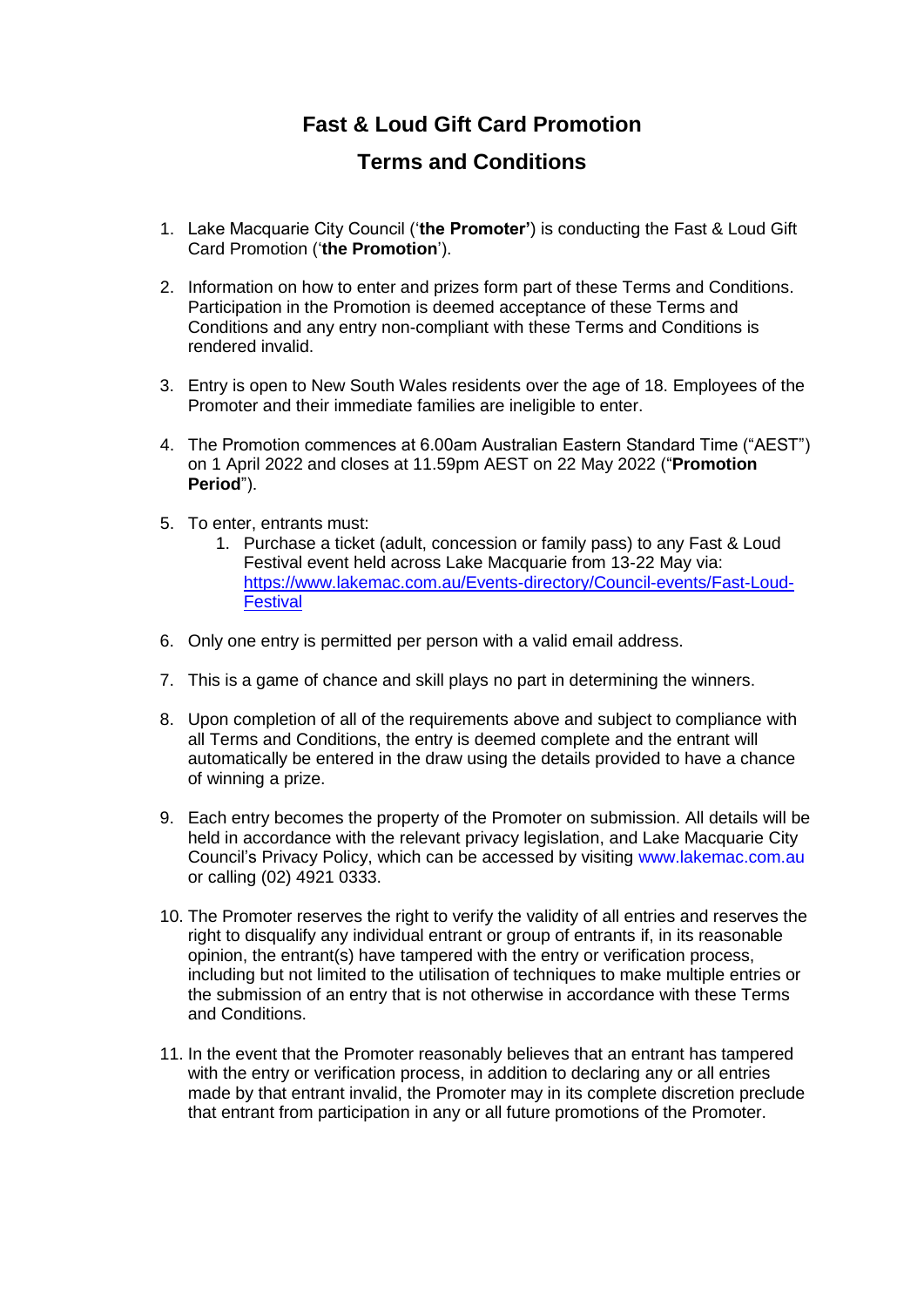# Fast & Loud Gift Card Promotion

# Terms and Conditions

1. Lake Macquarie City Council ('**the Promoter'**) is conducting the Fast & Loud Gift Card Promotion ('**the Promotion**').

2. Information on how to enter and prizes form part of these Terms and Conditions. Participation in the Promotion is deemed acceptance of these Terms and Conditions and any entry non-compliant with these Terms and Conditions is rendered invalid.

3. Entry is open to New South Wales residents over the age of 18. Employees of the Promoter and their immediate families are ineligible to enter.

4. The Promotion commences at 6.00am Australian Eastern Standard Time ("AEST") on 1 April 2022 and closes at 11.59pm AEST on 22 May 2022 ("**Promotion Period**").

5. To enter, entrants must:
    1. Purchase a ticket (adult, concession or family pass) to any Fast & Loud Festival event held across Lake Macquarie from 13-22 May via: [https://www.lakemac.com.au/Events-directory/Council-events/Fast-Loud-Festival](https://www.lakemac.com.au/Events-directory/Council-events/Fast-Loud-Festival)

6. Only one entry is permitted per person with a valid email address.

7. This is a game of chance and skill plays no part in determining the winners.

8. Upon completion of all of the requirements above and subject to compliance with all Terms and Conditions, the entry is deemed complete and the entrant will automatically be entered in the draw using the details provided to have a chance of winning a prize.

9. Each entry becomes the property of the Promoter on submission. All details will be held in accordance with the relevant privacy legislation, and Lake Macquarie City Council's Privacy Policy, which can be accessed by visiting www.lakemac.com.au or calling (02) 4921 0333.

10. The Promoter reserves the right to verify the validity of all entries and reserves the right to disqualify any individual entrant or group of entrants if, in its reasonable opinion, the entrant(s) have tampered with the entry or verification process, including but not limited to the utilisation of techniques to make multiple entries or the submission of an entry that is not otherwise in accordance with these Terms and Conditions.

11. In the event that the Promoter reasonably believes that an entrant has tampered with the entry or verification process, in addition to declaring any or all entries made by that entrant invalid, the Promoter may in its complete discretion preclude that entrant from participation in any or all future promotions of the Promoter.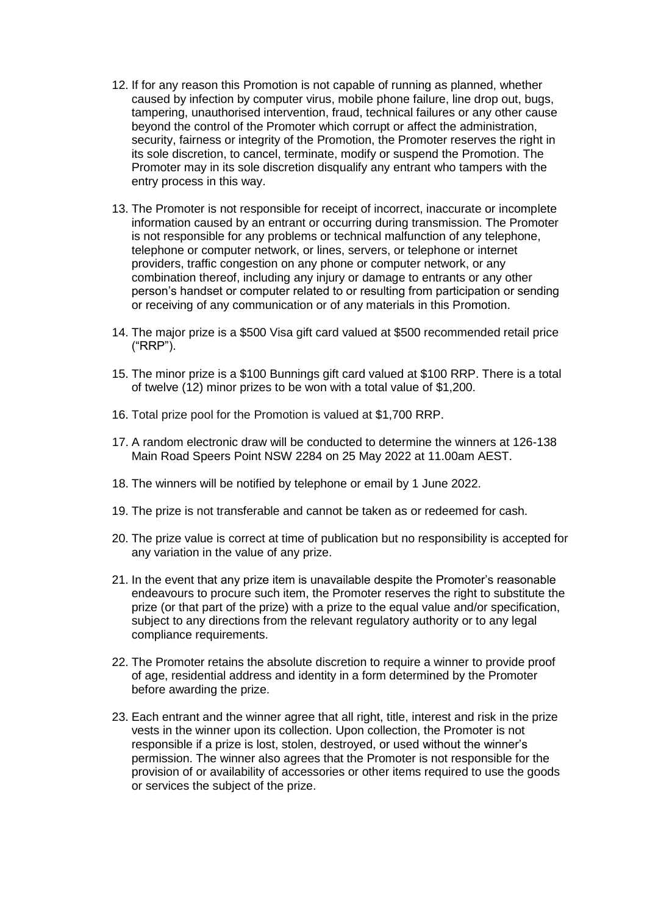12. If for any reason this Promotion is not capable of running as planned, whether caused by infection by computer virus, mobile phone failure, line drop out, bugs, tampering, unauthorised intervention, fraud, technical failures or any other cause beyond the control of the Promoter which corrupt or affect the administration, security, fairness or integrity of the Promotion, the Promoter reserves the right in its sole discretion, to cancel, terminate, modify or suspend the Promotion. The Promoter may in its sole discretion disqualify any entrant who tampers with the entry process in this way.

13. The Promoter is not responsible for receipt of incorrect, inaccurate or incomplete information caused by an entrant or occurring during transmission. The Promoter is not responsible for any problems or technical malfunction of any telephone, telephone or computer network, or lines, servers, or telephone or internet providers, traffic congestion on any phone or computer network, or any combination thereof, including any injury or damage to entrants or any other person's handset or computer related to or resulting from participation or sending or receiving of any communication or of any materials in this Promotion.

14. The major prize is a $500 Visa gift card valued at $500 recommended retail price ("RRP").

15. The minor prize is a $100 Bunnings gift card valued at $100 RRP. There is a total of twelve (12) minor prizes to be won with a total value of $1,200.

16. Total prize pool for the Promotion is valued at $1,700 RRP.

17. A random electronic draw will be conducted to determine the winners at 126-138 Main Road Speers Point NSW 2284 on 25 May 2022 at 11.00am AEST.

18. The winners will be notified by telephone or email by 1 June 2022.

19. The prize is not transferable and cannot be taken as or redeemed for cash.

20. The prize value is correct at time of publication but no responsibility is accepted for any variation in the value of any prize.

21. In the event that any prize item is unavailable despite the Promoter's reasonable endeavours to procure such item, the Promoter reserves the right to substitute the prize (or that part of the prize) with a prize to the equal value and/or specification, subject to any directions from the relevant regulatory authority or to any legal compliance requirements.

22. The Promoter retains the absolute discretion to require a winner to provide proof of age, residential address and identity in a form determined by the Promoter before awarding the prize.

23. Each entrant and the winner agree that all right, title, interest and risk in the prize vests in the winner upon its collection. Upon collection, the Promoter is not responsible if a prize is lost, stolen, destroyed, or used without the winner's permission. The winner also agrees that the Promoter is not responsible for the provision of or availability of accessories or other items required to use the goods or services the subject of the prize.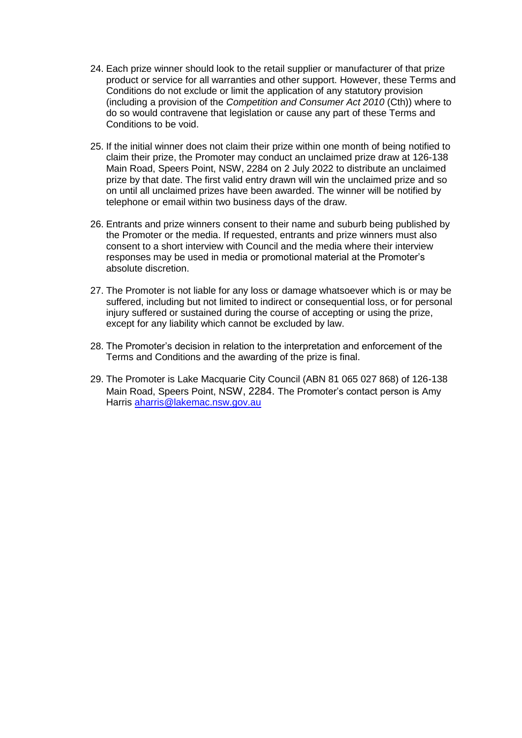24. Each prize winner should look to the retail supplier or manufacturer of that prize product or service for all warranties and other support. However, these Terms and Conditions do not exclude or limit the application of any statutory provision (including a provision of the *Competition and Consumer Act 2010* (Cth)) where to do so would contravene that legislation or cause any part of these Terms and Conditions to be void.

25. If the initial winner does not claim their prize within one month of being notified to claim their prize, the Promoter may conduct an unclaimed prize draw at 126-138 Main Road, Speers Point, NSW, 2284 on 2 July 2022 to distribute an unclaimed prize by that date. The first valid entry drawn will win the unclaimed prize and so on until all unclaimed prizes have been awarded. The winner will be notified by telephone or email within two business days of the draw.

26. Entrants and prize winners consent to their name and suburb being published by the Promoter or the media. If requested, entrants and prize winners must also consent to a short interview with Council and the media where their interview responses may be used in media or promotional material at the Promoter's absolute discretion.

27. The Promoter is not liable for any loss or damage whatsoever which is or may be suffered, including but not limited to indirect or consequential loss, or for personal injury suffered or sustained during the course of accepting or using the prize, except for any liability which cannot be excluded by law.

28. The Promoter's decision in relation to the interpretation and enforcement of the Terms and Conditions and the awarding of the prize is final.

29. The Promoter is Lake Macquarie City Council (ABN 81 065 027 868) of 126-138 Main Road, Speers Point, NSW, 2284. The Promoter's contact person is Amy Harris aharris@lakemac.nsw.gov.au